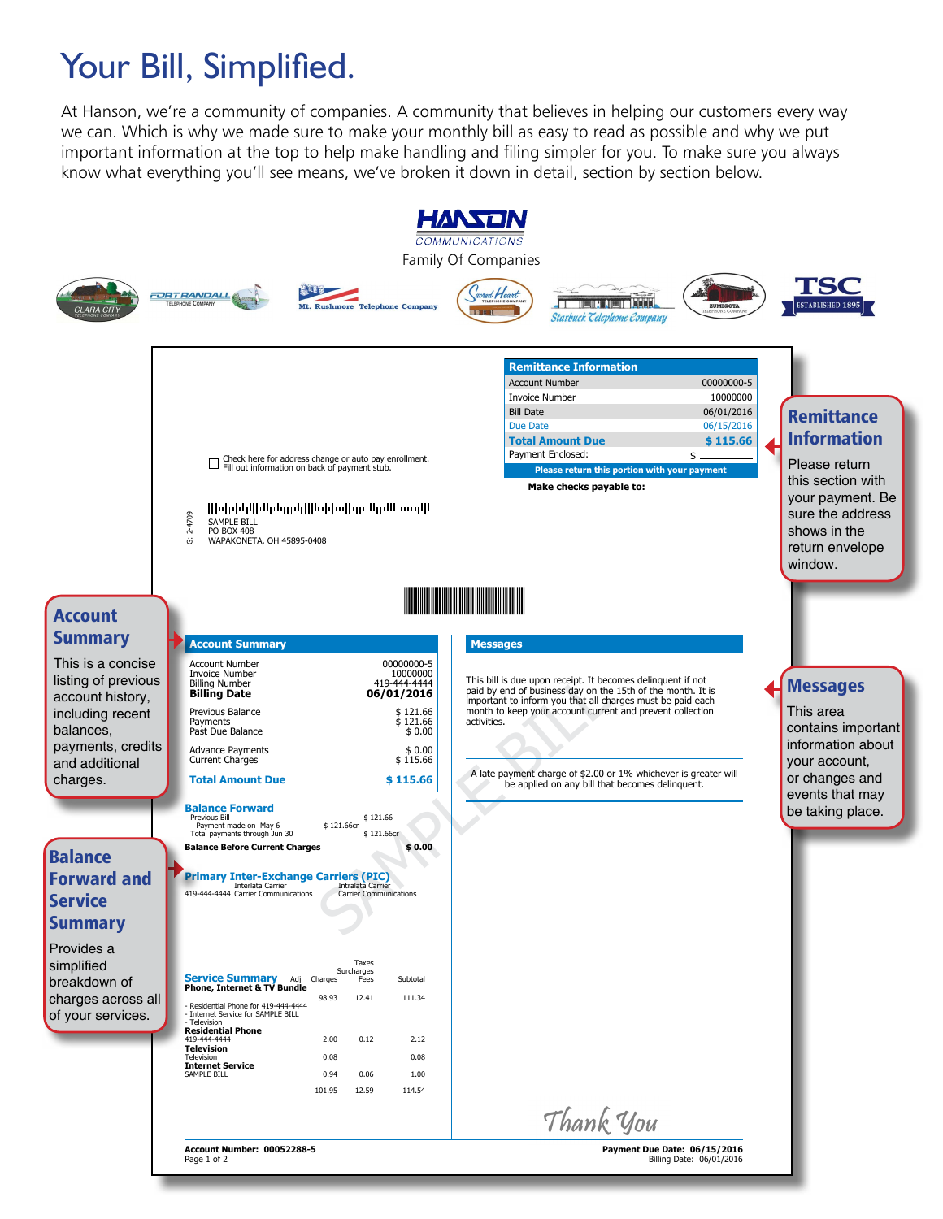# Your Bill, Simplified.

At Hanson, we're a community of companies. A community that believes in helping our customers every way we can. Which is why we made sure to make your monthly bill as easy to read as possible and why we put important information at the top to help make handling and filing simpler for you. To make sure you always know what everything you'll see means, we've broken it down in detail, section by section below.

HANSON COMMUNICATIONS

Family Of Companies

CLARA CITY TELEPHONE COMPANY · FORT RANDALL TELEPHONE COMPANY · Mt. Rushmore Telephone Company · Sacred Heart TELEPHONE COMPANY · Starbuck Telephone Company · ZUMBROTA TELEPHONE COMPANY · TSC ESTABLISHED 1895

| Remittance Information | |
|---|---|
| Account Number | 00000000-5 |
| Invoice Number | 10000000 |
| Bill Date | 06/01/2016 |
| Due Date | 06/15/2016 |
| **Total Amount Due** | **$ 115.66** |
| Payment Enclosed: | $ |

Please return this portion with your payment

**Make checks payable to:**

☐ Check here for address change or auto pay enrollment. Fill out information on back of payment stub.

G: 2-4709

SAMPLE BILL
PO BOX 408
WAPAKONETA, OH 45895-0408

## Remittance Information

Please return this section with your payment. Be sure the address shows in the return envelope window.

## Account Summary

This is a concise listing of previous account history, including recent balances, payments, credits and additional charges.

| Account Summary | |
|---|---|
| Account Number | 00000000-5 |
| Invoice Number | 10000000 |
| Billing Number | 419-444-4444 |
| **Billing Date** | **06/01/2016** |
| Previous Balance | $ 121.66 |
| Payments | $ 121.66 |
| Past Due Balance | $ 0.00 |
| Advance Payments | $ 0.00 |
| Current Charges | $ 115.66 |
| **Total Amount Due** | **$ 115.66** |

### Messages

This bill is due upon receipt. It becomes delinquent if not paid by end of business day on the 15th of the month. It is important to inform you that all charges must be paid each month to keep your account current and prevent collection activities.

A late payment charge of $2.00 or 1% whichever is greater will be applied on any bill that becomes delinquent.

## Messages

This area contains important information about your account, or changes and events that may be taking place.

### Balance Forward

| | | |
|---|---|---|
| Previous Bill | | $ 121.66 |
| Payment made on May 6 | $ 121.66cr | |
| Total payments through Jun 30 | | $ 121.66cr |
| **Balance Before Current Charges** | | **$ 0.00** |

### Primary Inter-Exchange Carriers (PIC)

| | Interlata Carrier | Intralata Carrier |
|---|---|---|
| 419-444-4444 | Carrier Communications | Carrier Communications |

## Balance Forward and Service Summary

Provides a simplified breakdown of charges across all of your services.

### Service Summary

| | Adj | Charges | Taxes Surcharges Fees | Subtotal |
|---|---|---|---|---|
| **Phone, Internet & TV Bundle** | | 98.93 | 12.41 | 111.34 |
| - Residential Phone for 419-444-4444 | | | | |
| - Internet Service for SAMPLE BILL | | | | |
| - Television | | | | |
| **Residential Phone** 419-444-4444 | | 2.00 | 0.12 | 2.12 |
| **Television** Television | | 0.08 | | 0.08 |
| **Internet Service** SAMPLE BILL | | 0.94 | 0.06 | 1.00 |
| | | 101.95 | 12.59 | 114.54 |

Thank You

**Account Number: 00052288-5**

**Payment Due Date: 06/15/2016**
Billing Date: 06/01/2016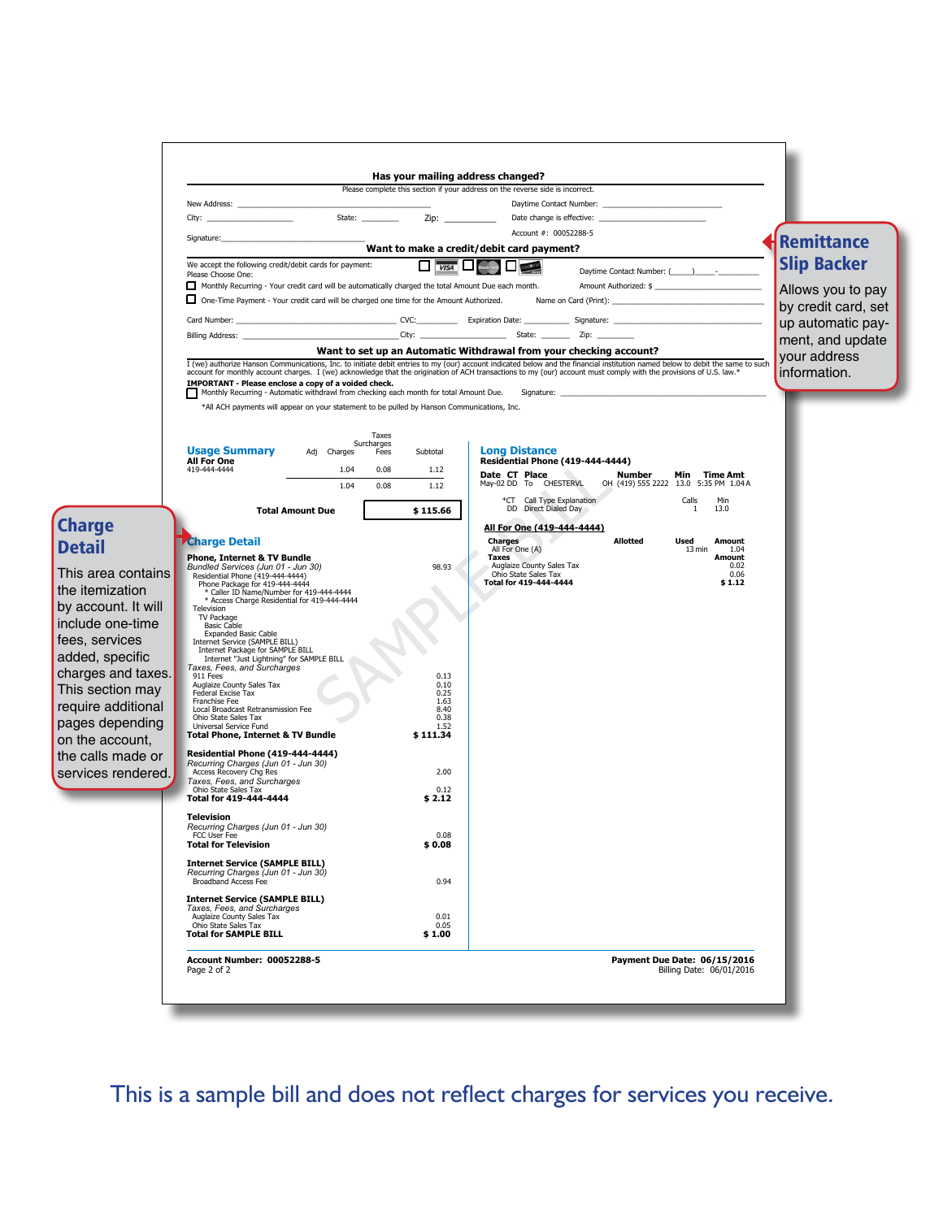## Has your mailing address changed?

Please complete this section if your address on the reverse side is incorrect.

New Address: ______________________ Daytime Contact Number: ______________________

City: ______________ State: ________ Zip: ________ Date change is effective: ______________

Signature: ______________________ Account #: 00052288-5

## Want to make a credit/debit card payment?

We accept the following credit/debit cards for payment:
Please Choose One:

Daytime Contact Number: (_____)_____-_________

☐ Monthly Recurring - Your credit card will be automatically charged the total Amount Due each month.

Amount Authorized: $ ______________________

☐ One-Time Payment - Your credit card will be charged one time for the Amount Authorized.

Name on Card (Print): ______________________

Card Number: ______________________ CVC: ________ Expiration Date: ________ Signature: ______________

Billing Address: ______________________ City: ______________ State: ________ Zip: ________

## Want to set up an Automatic Withdrawal from your checking account?

I (we) authorize Hanson Communications, Inc. to initiate debit entries to my (our) account indicated below and the financial institution named below to debit the same to such account for monthly account charges. I (we) acknowledge that the origination of ACH transactions to my (our) account must comply with the provisions of U.S. law.*

**IMPORTANT - Please enclose a copy of a voided check.**

☐ Monthly Recurring - Automatic withdrawl from checking each month for total Amount Due. Signature: ______________________

*All ACH payments will appear on your statement to be pulled by Hanson Communications, Inc.

**Remittance Slip Backer**

Allows you to pay by credit card, set up automatic payment, and update your address information.

### Usage Summary

| | Adj | Charges | Taxes Surcharges Fees | Subtotal |
|---|---|---|---|---|
| **All For One** 419-444-4444 | | 1.04 | 0.08 | 1.12 |
| | | 1.04 | 0.08 | 1.12 |

**Total Amount Due** **$ 115.66**

### Long Distance

**Residential Phone (419-444-4444)**

| Date | CT | Place | | Number | Min | Time | Amt |
|---|---|---|---|---|---|---|---|
| May-02 | DD | To | CHESTERVL OH | (419) 555 2222 | 13.0 | 5:35 PM | 1.04 A |

| *CT | Call Type Explanation | Calls | Min |
|---|---|---|---|
| DD | Direct Dialed Day | 1 | 13.0 |

**All For One (419-444-4444)**

| Charges | Allotted | Used | Amount |
|---|---|---|---|
| All For One (A) | | 13 min | 1.04 |
| **Taxes** | | | **Amount** |
| Auglaize County Sales Tax | | | 0.02 |
| Ohio State Sales Tax | | | 0.06 |
| **Total for 419-444-4444** | | | **$ 1.12** |

**Charge Detail**

This area contains the itemization by account. It will include one-time fees, services added, specific charges and taxes. This section may require additional pages depending on the account, the calls made or services rendered.

### Charge Detail

**Phone, Internet & TV Bundle**

| | |
|---|---|
| *Bundled Services (Jun 01 - Jun 30)* | 98.93 |
| Residential Phone (419-444-4444) | |
| Phone Package for 419-444-4444 | |
| * Caller ID Name/Number for 419-444-4444 | |
| * Access Charge Residential for 419-444-4444 | |
| Television | |
| TV Package | |
| Basic Cable | |
| Expanded Basic Cable | |
| Internet Service (SAMPLE BILL) | |
| Internet Package for SAMPLE BILL | |
| Internet "Just Lightning" for SAMPLE BILL | |
| *Taxes, Fees, and Surcharges* | |
| 911 Fees | 0.13 |
| Auglaize County Sales Tax | 0.10 |
| Federal Excise Tax | 0.25 |
| Franchise Fee | 1.63 |
| Local Broadcast Retransmission Fee | 8.40 |
| Ohio State Sales Tax | 0.38 |
| Universal Service Fund | 1.52 |
| **Total Phone, Internet & TV Bundle** | **$ 111.34** |

**Residential Phone (419-444-4444)**

| | |
|---|---|
| *Recurring Charges (Jun 01 - Jun 30)* | |
| Access Recovery Chg Res | 2.00 |
| *Taxes, Fees, and Surcharges* | |
| Ohio State Sales Tax | 0.12 |
| **Total for 419-444-4444** | **$ 2.12** |

**Television**

| | |
|---|---|
| *Recurring Charges (Jun 01 - Jun 30)* | |
| FCC User Fee | 0.08 |
| **Total for Television** | **$ 0.08** |

**Internet Service (SAMPLE BILL)**

| | |
|---|---|
| *Recurring Charges (Jun 01 - Jun 30)* | |
| Broadband Access Fee | 0.94 |

**Internet Service (SAMPLE BILL)**

| | |
|---|---|
| *Taxes, Fees, and Surcharges* | |
| Auglaize County Sales Tax | 0.01 |
| Ohio State Sales Tax | 0.05 |
| **Total for SAMPLE BILL** | **$ 1.00** |

**Account Number: 00052288-5**

**Payment Due Date: 06/15/2016**
Billing Date: 06/01/2016

This is a sample bill and does not reflect charges for services you receive.